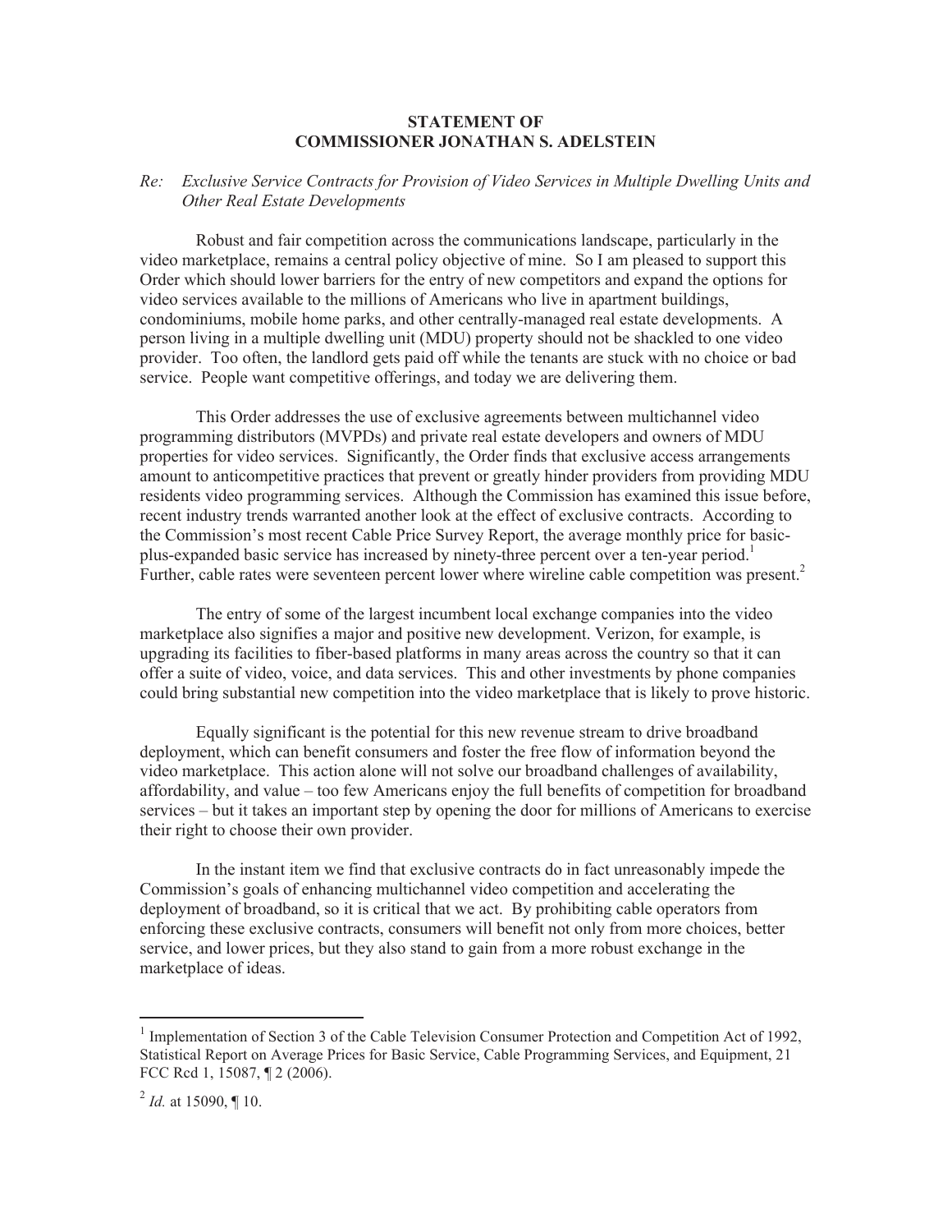**STATEMENT OF**
**COMMISSIONER JONATHAN S. ADELSTEIN**

*Re: Exclusive Service Contracts for Provision of Video Services in Multiple Dwelling Units and Other Real Estate Developments*

Robust and fair competition across the communications landscape, particularly in the video marketplace, remains a central policy objective of mine. So I am pleased to support this Order which should lower barriers for the entry of new competitors and expand the options for video services available to the millions of Americans who live in apartment buildings, condominiums, mobile home parks, and other centrally-managed real estate developments. A person living in a multiple dwelling unit (MDU) property should not be shackled to one video provider. Too often, the landlord gets paid off while the tenants are stuck with no choice or bad service. People want competitive offerings, and today we are delivering them.

This Order addresses the use of exclusive agreements between multichannel video programming distributors (MVPDs) and private real estate developers and owners of MDU properties for video services. Significantly, the Order finds that exclusive access arrangements amount to anticompetitive practices that prevent or greatly hinder providers from providing MDU residents video programming services. Although the Commission has examined this issue before, recent industry trends warranted another look at the effect of exclusive contracts. According to the Commission's most recent Cable Price Survey Report, the average monthly price for basic-plus-expanded basic service has increased by ninety-three percent over a ten-year period.[1] Further, cable rates were seventeen percent lower where wireline cable competition was present.[2]

The entry of some of the largest incumbent local exchange companies into the video marketplace also signifies a major and positive new development. Verizon, for example, is upgrading its facilities to fiber-based platforms in many areas across the country so that it can offer a suite of video, voice, and data services. This and other investments by phone companies could bring substantial new competition into the video marketplace that is likely to prove historic.

Equally significant is the potential for this new revenue stream to drive broadband deployment, which can benefit consumers and foster the free flow of information beyond the video marketplace. This action alone will not solve our broadband challenges of availability, affordability, and value – too few Americans enjoy the full benefits of competition for broadband services – but it takes an important step by opening the door for millions of Americans to exercise their right to choose their own provider.

In the instant item we find that exclusive contracts do in fact unreasonably impede the Commission's goals of enhancing multichannel video competition and accelerating the deployment of broadband, so it is critical that we act. By prohibiting cable operators from enforcing these exclusive contracts, consumers will benefit not only from more choices, better service, and lower prices, but they also stand to gain from a more robust exchange in the marketplace of ideas.

---

[1] Implementation of Section 3 of the Cable Television Consumer Protection and Competition Act of 1992, Statistical Report on Average Prices for Basic Service, Cable Programming Services, and Equipment, 21 FCC Rcd 1, 15087, ¶ 2 (2006).

[2] *Id.* at 15090, ¶ 10.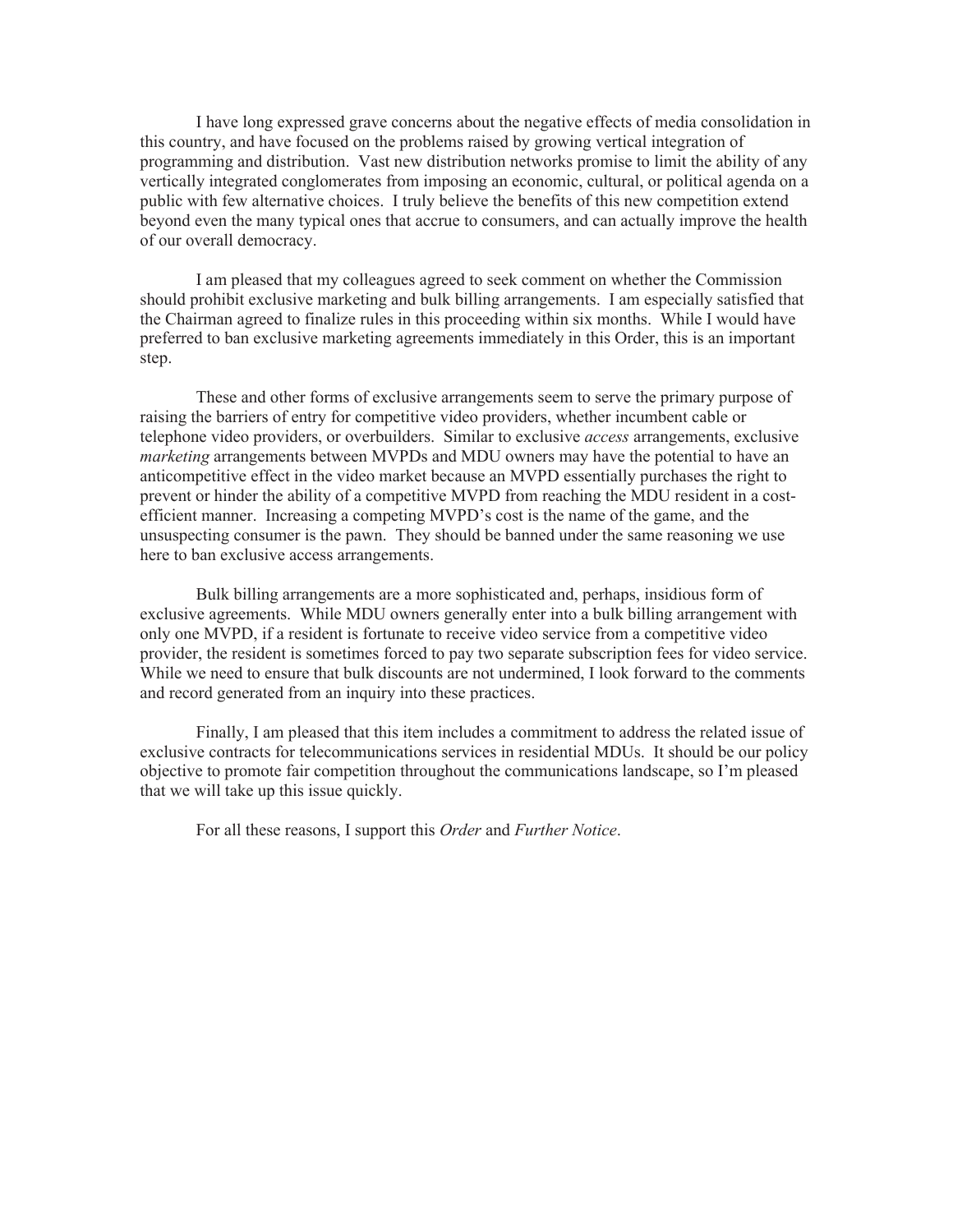I have long expressed grave concerns about the negative effects of media consolidation in this country, and have focused on the problems raised by growing vertical integration of programming and distribution. Vast new distribution networks promise to limit the ability of any vertically integrated conglomerates from imposing an economic, cultural, or political agenda on a public with few alternative choices. I truly believe the benefits of this new competition extend beyond even the many typical ones that accrue to consumers, and can actually improve the health of our overall democracy.

I am pleased that my colleagues agreed to seek comment on whether the Commission should prohibit exclusive marketing and bulk billing arrangements. I am especially satisfied that the Chairman agreed to finalize rules in this proceeding within six months. While I would have preferred to ban exclusive marketing agreements immediately in this Order, this is an important step.

These and other forms of exclusive arrangements seem to serve the primary purpose of raising the barriers of entry for competitive video providers, whether incumbent cable or telephone video providers, or overbuilders. Similar to exclusive *access* arrangements, exclusive *marketing* arrangements between MVPDs and MDU owners may have the potential to have an anticompetitive effect in the video market because an MVPD essentially purchases the right to prevent or hinder the ability of a competitive MVPD from reaching the MDU resident in a cost-efficient manner. Increasing a competing MVPD's cost is the name of the game, and the unsuspecting consumer is the pawn. They should be banned under the same reasoning we use here to ban exclusive access arrangements.

Bulk billing arrangements are a more sophisticated and, perhaps, insidious form of exclusive agreements. While MDU owners generally enter into a bulk billing arrangement with only one MVPD, if a resident is fortunate to receive video service from a competitive video provider, the resident is sometimes forced to pay two separate subscription fees for video service. While we need to ensure that bulk discounts are not undermined, I look forward to the comments and record generated from an inquiry into these practices.

Finally, I am pleased that this item includes a commitment to address the related issue of exclusive contracts for telecommunications services in residential MDUs. It should be our policy objective to promote fair competition throughout the communications landscape, so I'm pleased that we will take up this issue quickly.

For all these reasons, I support this *Order* and *Further Notice*.